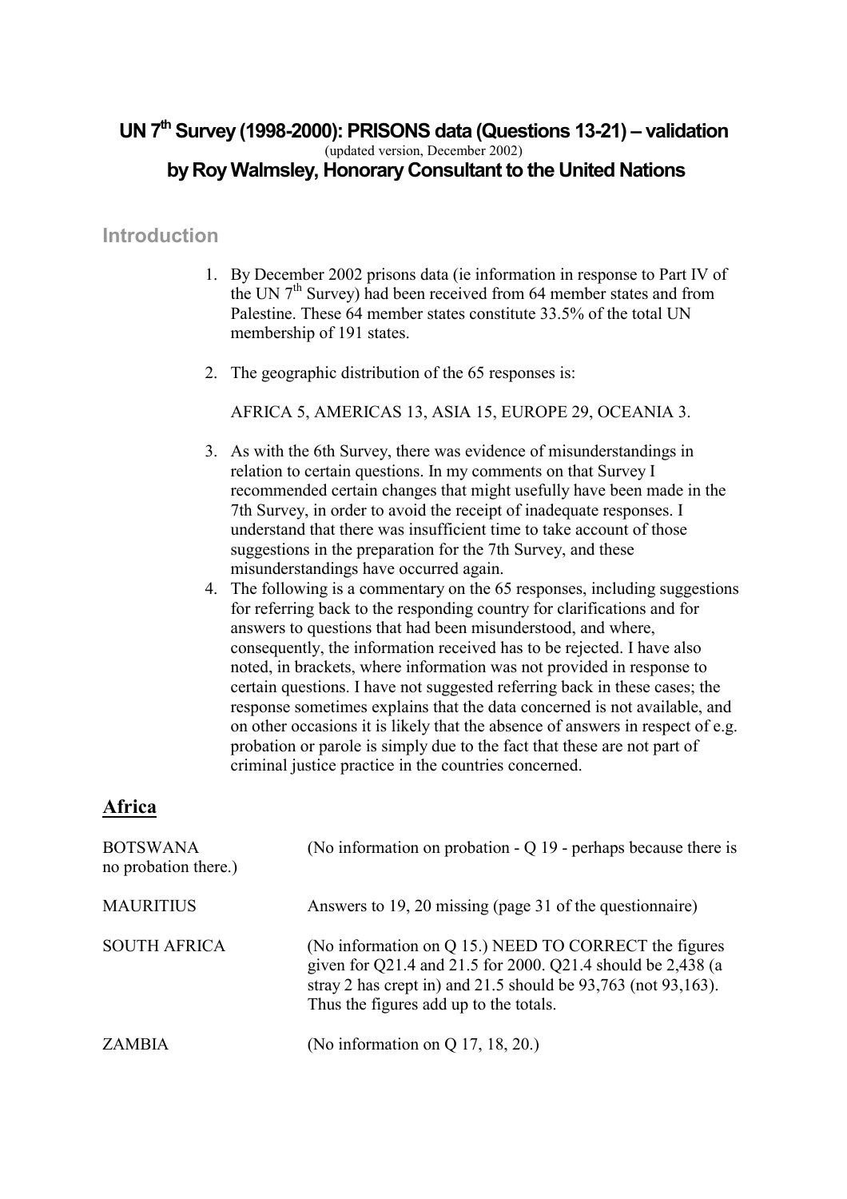# UN 7th Survey (1998-2000): PRISONS data (Questions 13-21) – validation

(updated version, December 2002)

## by Roy Walmsley, Honorary Consultant to the United Nations

## Introduction

1. By December 2002 prisons data (ie information in response to Part IV of the UN 7th Survey) had been received from 64 member states and from Palestine. These 64 member states constitute 33.5% of the total UN membership of 191 states.

2. The geographic distribution of the 65 responses is:

   AFRICA 5, AMERICAS 13, ASIA 15, EUROPE 29, OCEANIA 3.

3. As with the 6th Survey, there was evidence of misunderstandings in relation to certain questions. In my comments on that Survey I recommended certain changes that might usefully have been made in the 7th Survey, in order to avoid the receipt of inadequate responses. I understand that there was insufficient time to take account of those suggestions in the preparation for the 7th Survey, and these misunderstandings have occurred again.
4. The following is a commentary on the 65 responses, including suggestions for referring back to the responding country for clarifications and for answers to questions that had been misunderstood, and where, consequently, the information received has to be rejected. I have also noted, in brackets, where information was not provided in response to certain questions. I have not suggested referring back in these cases; the response sometimes explains that the data concerned is not available, and on other occasions it is likely that the absence of answers in respect of e.g. probation or parole is simply due to the fact that these are not part of criminal justice practice in the countries concerned.

## Africa

BOTSWANA (No information on probation - Q 19 - perhaps because there is no probation there.)

MAURITIUS Answers to 19, 20 missing (page 31 of the questionnaire)

SOUTH AFRICA (No information on Q 15.) NEED TO CORRECT the figures given for Q21.4 and 21.5 for 2000. Q21.4 should be 2,438 (a stray 2 has crept in) and 21.5 should be 93,763 (not 93,163). Thus the figures add up to the totals.

ZAMBIA (No information on Q 17, 18, 20.)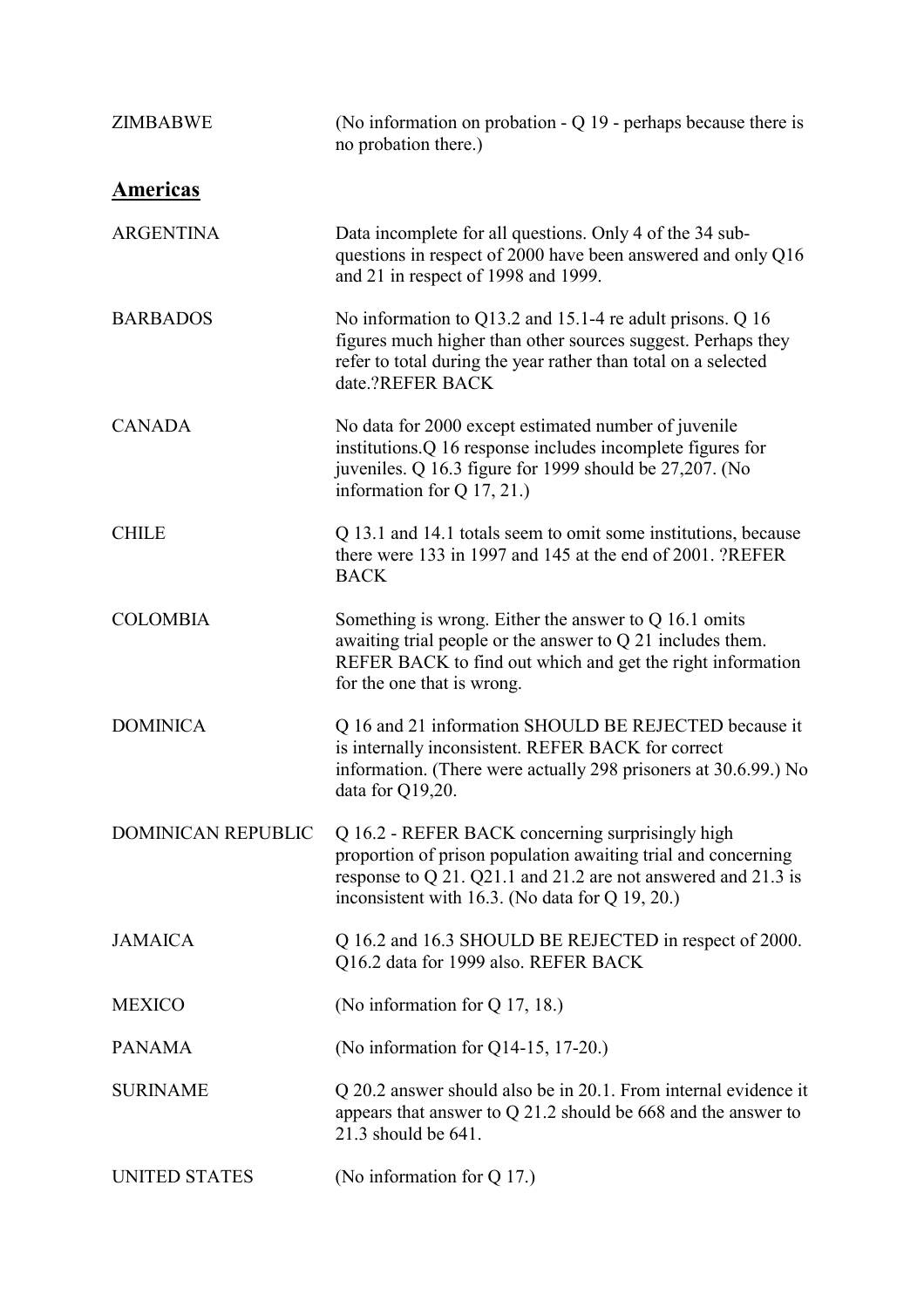| | |
|---|---|
| ZIMBABWE | (No information on probation - Q 19 - perhaps because there is no probation there.) |

## Americas

| | |
|---|---|
| ARGENTINA | Data incomplete for all questions. Only 4 of the 34 sub-questions in respect of 2000 have been answered and only Q16 and 21 in respect of 1998 and 1999. |
| BARBADOS | No information to Q13.2 and 15.1-4 re adult prisons. Q 16 figures much higher than other sources suggest. Perhaps they refer to total during the year rather than total on a selected date.?REFER BACK |
| CANADA | No data for 2000 except estimated number of juvenile institutions.Q 16 response includes incomplete figures for juveniles. Q 16.3 figure for 1999 should be 27,207. (No information for Q 17, 21.) |
| CHILE | Q 13.1 and 14.1 totals seem to omit some institutions, because there were 133 in 1997 and 145 at the end of 2001. ?REFER BACK |
| COLOMBIA | Something is wrong. Either the answer to Q 16.1 omits awaiting trial people or the answer to Q 21 includes them. REFER BACK to find out which and get the right information for the one that is wrong. |
| DOMINICA | Q 16 and 21 information SHOULD BE REJECTED because it is internally inconsistent. REFER BACK for correct information. (There were actually 298 prisoners at 30.6.99.) No data for Q19,20. |
| DOMINICAN REPUBLIC | Q 16.2 - REFER BACK concerning surprisingly high proportion of prison population awaiting trial and concerning response to Q 21. Q21.1 and 21.2 are not answered and 21.3 is inconsistent with 16.3. (No data for Q 19, 20.) |
| JAMAICA | Q 16.2 and 16.3 SHOULD BE REJECTED in respect of 2000. Q16.2 data for 1999 also. REFER BACK |
| MEXICO | (No information for Q 17, 18.) |
| PANAMA | (No information for Q14-15, 17-20.) |
| SURINAME | Q 20.2 answer should also be in 20.1. From internal evidence it appears that answer to Q 21.2 should be 668 and the answer to 21.3 should be 641. |
| UNITED STATES | (No information for Q 17.) |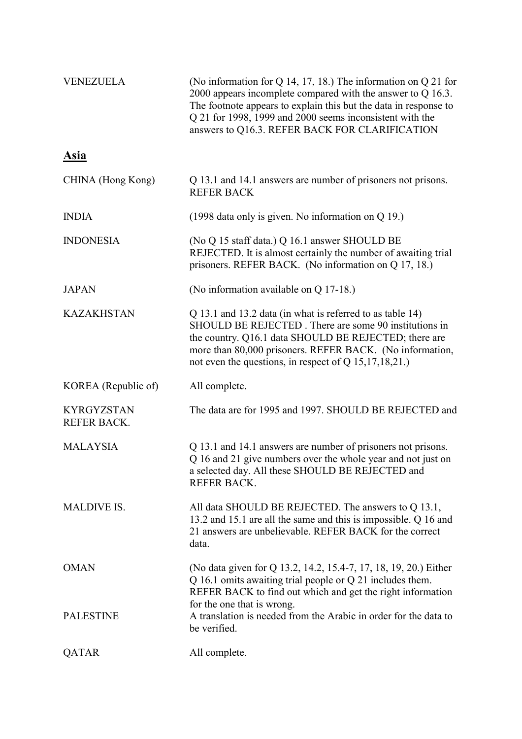VENEZUELA (No information for Q 14, 17, 18.) The information on Q 21 for 2000 appears incomplete compared with the answer to Q 16.3. The footnote appears to explain this but the data in response to Q 21 for 1998, 1999 and 2000 seems inconsistent with the answers to Q16.3. REFER BACK FOR CLARIFICATION

## Asia

CHINA (Hong Kong) Q 13.1 and 14.1 answers are number of prisoners not prisons. REFER BACK

INDIA (1998 data only is given. No information on Q 19.)

INDONESIA (No Q 15 staff data.) Q 16.1 answer SHOULD BE REJECTED. It is almost certainly the number of awaiting trial prisoners. REFER BACK. (No information on Q 17, 18.)

JAPAN (No information available on Q 17-18.)

KAZAKHSTAN Q 13.1 and 13.2 data (in what is referred to as table 14) SHOULD BE REJECTED . There are some 90 institutions in the country. Q16.1 data SHOULD BE REJECTED; there are more than 80,000 prisoners. REFER BACK. (No information, not even the questions, in respect of Q 15,17,18,21.)

KOREA (Republic of) All complete.

KYRGYZSTAN The data are for 1995 and 1997. SHOULD BE REJECTED and REFER BACK.

MALAYSIA Q 13.1 and 14.1 answers are number of prisoners not prisons. Q 16 and 21 give numbers over the whole year and not just on a selected day. All these SHOULD BE REJECTED and REFER BACK.

MALDIVE IS. All data SHOULD BE REJECTED. The answers to Q 13.1, 13.2 and 15.1 are all the same and this is impossible. Q 16 and 21 answers are unbelievable. REFER BACK for the correct data.

OMAN (No data given for Q 13.2, 14.2, 15.4-7, 17, 18, 19, 20.) Either Q 16.1 omits awaiting trial people or Q 21 includes them. REFER BACK to find out which and get the right information for the one that is wrong.

PALESTINE A translation is needed from the Arabic in order for the data to be verified.

QATAR All complete.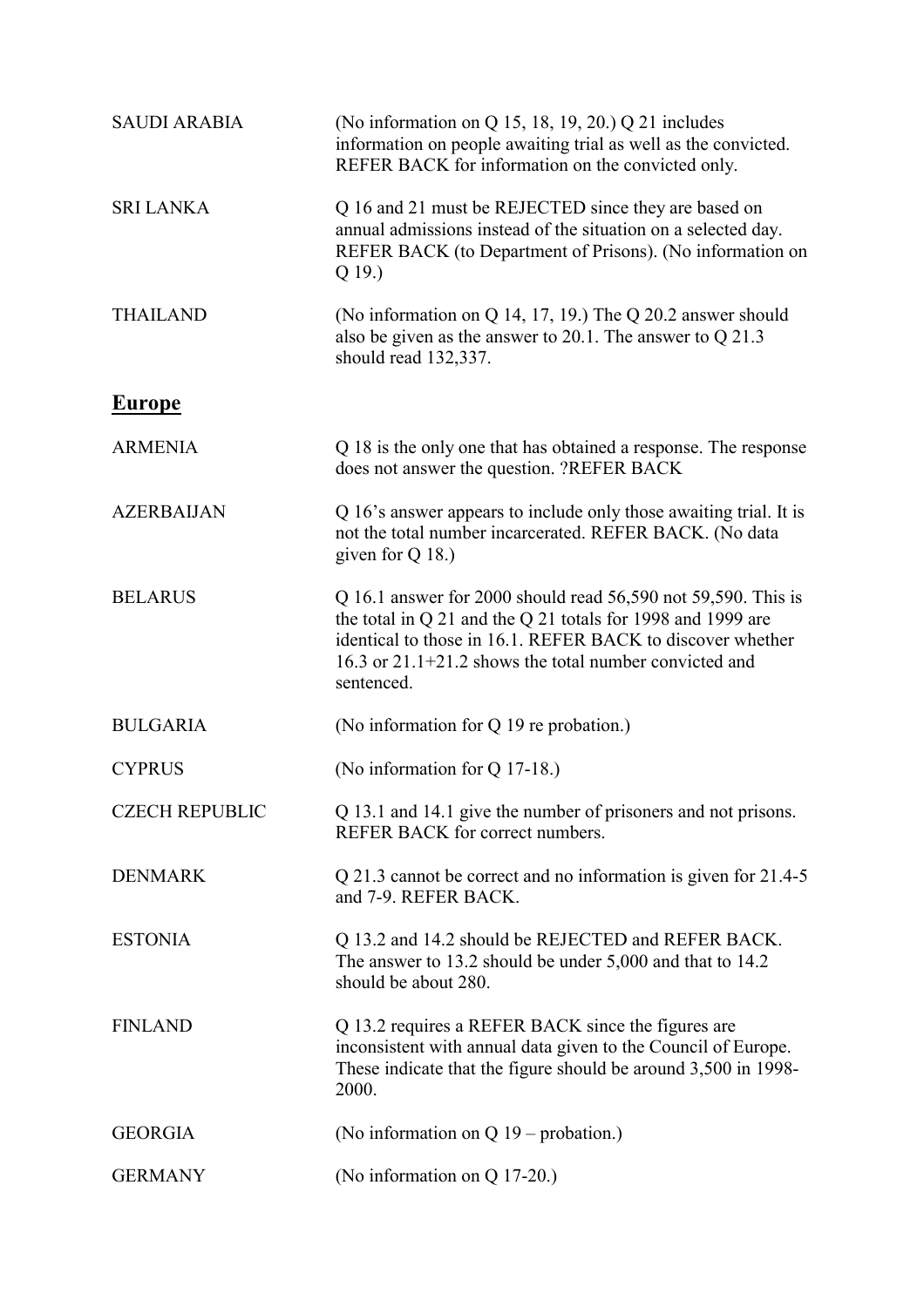| | |
|---|---|
| SAUDI ARABIA | (No information on Q 15, 18, 19, 20.) Q 21 includes information on people awaiting trial as well as the convicted. REFER BACK for information on the convicted only. |
| SRI LANKA | Q 16 and 21 must be REJECTED since they are based on annual admissions instead of the situation on a selected day. REFER BACK (to Department of Prisons). (No information on Q 19.) |
| THAILAND | (No information on Q 14, 17, 19.) The Q 20.2 answer should also be given as the answer to 20.1. The answer to Q 21.3 should read 132,337. |

## Europe

| | |
|---|---|
| ARMENIA | Q 18 is the only one that has obtained a response. The response does not answer the question. ?REFER BACK |
| AZERBAIJAN | Q 16's answer appears to include only those awaiting trial. It is not the total number incarcerated. REFER BACK. (No data given for Q 18.) |
| BELARUS | Q 16.1 answer for 2000 should read 56,590 not 59,590. This is the total in Q 21 and the Q 21 totals for 1998 and 1999 are identical to those in 16.1. REFER BACK to discover whether 16.3 or 21.1+21.2 shows the total number convicted and sentenced. |
| BULGARIA | (No information for Q 19 re probation.) |
| CYPRUS | (No information for Q 17-18.) |
| CZECH REPUBLIC | Q 13.1 and 14.1 give the number of prisoners and not prisons. REFER BACK for correct numbers. |
| DENMARK | Q 21.3 cannot be correct and no information is given for 21.4-5 and 7-9. REFER BACK. |
| ESTONIA | Q 13.2 and 14.2 should be REJECTED and REFER BACK. The answer to 13.2 should be under 5,000 and that to 14.2 should be about 280. |
| FINLAND | Q 13.2 requires a REFER BACK since the figures are inconsistent with annual data given to the Council of Europe. These indicate that the figure should be around 3,500 in 1998-2000. |
| GEORGIA | (No information on Q 19 – probation.) |
| GERMANY | (No information on Q 17-20.) |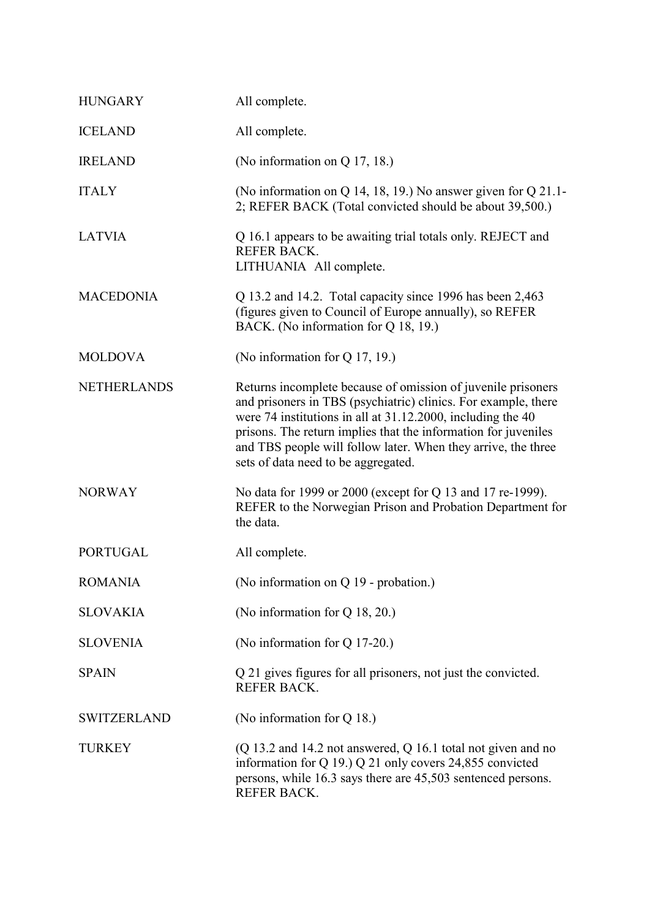| | |
|---|---|
| HUNGARY | All complete. |
| ICELAND | All complete. |
| IRELAND | (No information on Q 17, 18.) |
| ITALY | (No information on Q 14, 18, 19.) No answer given for Q 21.1-2; REFER BACK (Total convicted should be about 39,500.) |
| LATVIA | Q 16.1 appears to be awaiting trial totals only. REJECT and REFER BACK. |
| LITHUANIA | All complete. |
| MACEDONIA | Q 13.2 and 14.2. Total capacity since 1996 has been 2,463 (figures given to Council of Europe annually), so REFER BACK. (No information for Q 18, 19.) |
| MOLDOVA | (No information for Q 17, 19.) |
| NETHERLANDS | Returns incomplete because of omission of juvenile prisoners and prisoners in TBS (psychiatric) clinics. For example, there were 74 institutions in all at 31.12.2000, including the 40 prisons. The return implies that the information for juveniles and TBS people will follow later. When they arrive, the three sets of data need to be aggregated. |
| NORWAY | No data for 1999 or 2000 (except for Q 13 and 17 re-1999). REFER to the Norwegian Prison and Probation Department for the data. |
| PORTUGAL | All complete. |
| ROMANIA | (No information on Q 19 - probation.) |
| SLOVAKIA | (No information for Q 18, 20.) |
| SLOVENIA | (No information for Q 17-20.) |
| SPAIN | Q 21 gives figures for all prisoners, not just the convicted. REFER BACK. |
| SWITZERLAND | (No information for Q 18.) |
| TURKEY | (Q 13.2 and 14.2 not answered, Q 16.1 total not given and no information for Q 19.) Q 21 only covers 24,855 convicted persons, while 16.3 says there are 45,503 sentenced persons. REFER BACK. |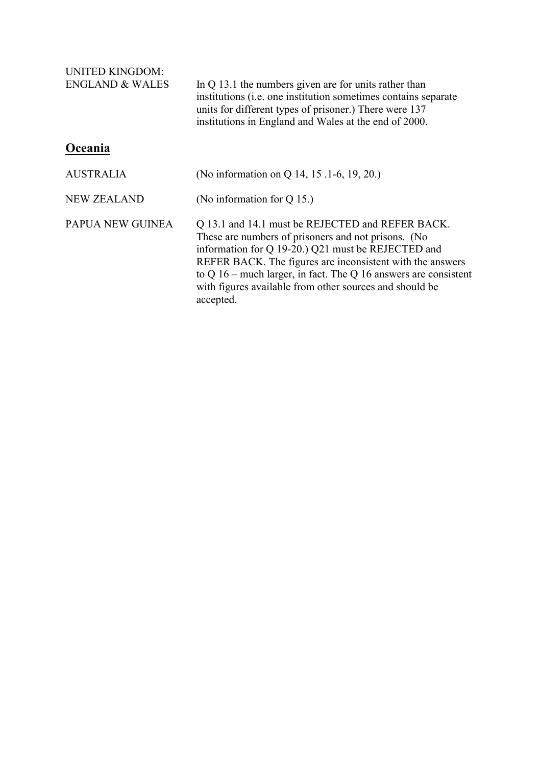UNITED KINGDOM: ENGLAND & WALES

In Q 13.1 the numbers given are for units rather than institutions (i.e. one institution sometimes contains separate units for different types of prisoner.) There were 137 institutions in England and Wales at the end of 2000.

## Oceania

AUSTRALIA

(No information on Q 14, 15 .1-6, 19, 20.)

NEW ZEALAND

(No information for Q 15.)

PAPUA NEW GUINEA

Q 13.1 and 14.1 must be REJECTED and REFER BACK. These are numbers of prisoners and not prisons. (No information for Q 19-20.) Q21 must be REJECTED and REFER BACK. The figures are inconsistent with the answers to Q 16 – much larger, in fact. The Q 16 answers are consistent with figures available from other sources and should be accepted.